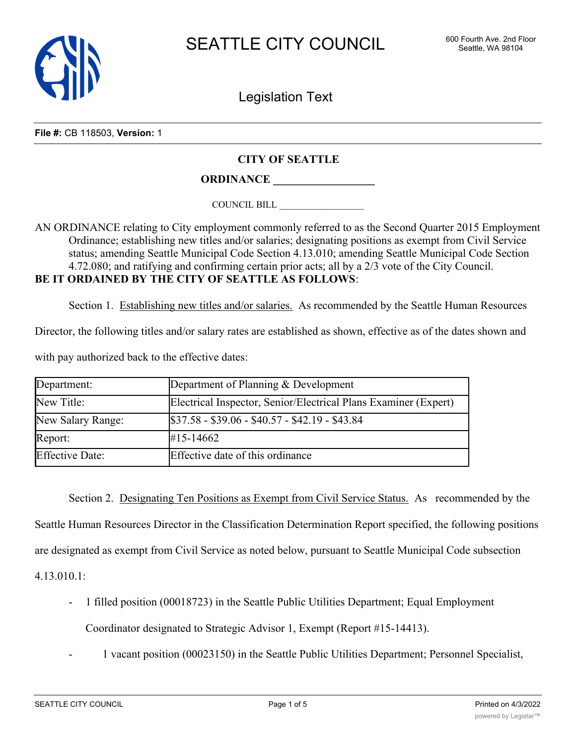# SEATTLE CITY COUNCIL

600 Fourth Ave. 2nd Floor
Seattle, WA 98104

## Legislation Text

**File #:** CB 118503, **Version:** 1

**CITY OF SEATTLE**

**ORDINANCE __________________**

COUNCIL BILL __________________

AN ORDINANCE relating to City employment commonly referred to as the Second Quarter 2015 Employment Ordinance; establishing new titles and/or salaries; designating positions as exempt from Civil Service status; amending Seattle Municipal Code Section 4.13.010; amending Seattle Municipal Code Section 4.72.080; and ratifying and confirming certain prior acts; all by a 2/3 vote of the City Council.

**BE IT ORDAINED BY THE CITY OF SEATTLE AS FOLLOWS**:

Section 1. Establishing new titles and/or salaries. As recommended by the Seattle Human Resources Director, the following titles and/or salary rates are established as shown, effective as of the dates shown and with pay authorized back to the effective dates:

| Department: | Department of Planning & Development |
|---|---|
| New Title: | Electrical Inspector, Senior/Electrical Plans Examiner (Expert) |
| New Salary Range: | $37.58 - $39.06 - $40.57 - $42.19 - $43.84 |
| Report: | #15-14662 |
| Effective Date: | Effective date of this ordinance |

Section 2. Designating Ten Positions as Exempt from Civil Service Status. As recommended by the Seattle Human Resources Director in the Classification Determination Report specified, the following positions are designated as exempt from Civil Service as noted below, pursuant to Seattle Municipal Code subsection 4.13.010.1:

- 1 filled position (00018723) in the Seattle Public Utilities Department; Equal Employment Coordinator designated to Strategic Advisor 1, Exempt (Report #15-14413).
- 1 vacant position (00023150) in the Seattle Public Utilities Department; Personnel Specialist,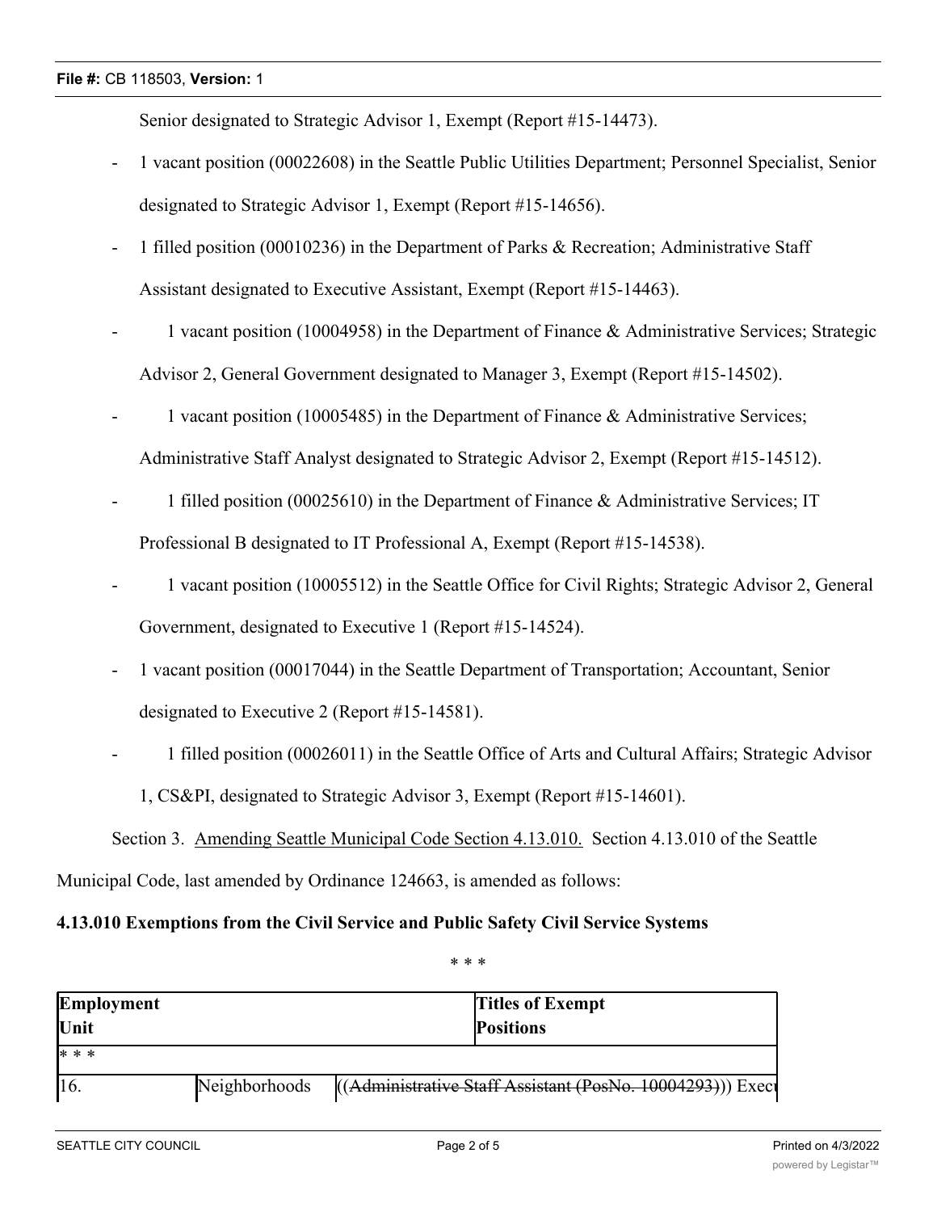Senior designated to Strategic Advisor 1, Exempt (Report #15-14473).

- 1 vacant position (00022608) in the Seattle Public Utilities Department; Personnel Specialist, Senior designated to Strategic Advisor 1, Exempt (Report #15-14656).
- 1 filled position (00010236) in the Department of Parks & Recreation; Administrative Staff Assistant designated to Executive Assistant, Exempt (Report #15-14463).
- 1 vacant position (10004958) in the Department of Finance & Administrative Services; Strategic Advisor 2, General Government designated to Manager 3, Exempt (Report #15-14502).
- 1 vacant position (10005485) in the Department of Finance & Administrative Services; Administrative Staff Analyst designated to Strategic Advisor 2, Exempt (Report #15-14512).
- 1 filled position (00025610) in the Department of Finance & Administrative Services; IT Professional B designated to IT Professional A, Exempt (Report #15-14538).
- 1 vacant position (10005512) in the Seattle Office for Civil Rights; Strategic Advisor 2, General Government, designated to Executive 1 (Report #15-14524).
- 1 vacant position (00017044) in the Seattle Department of Transportation; Accountant, Senior designated to Executive 2 (Report #15-14581).
- 1 filled position (00026011) in the Seattle Office of Arts and Cultural Affairs; Strategic Advisor 1, CS&PI, designated to Strategic Advisor 3, Exempt (Report #15-14601).

Section 3. Amending Seattle Municipal Code Section 4.13.010. Section 4.13.010 of the Seattle Municipal Code, last amended by Ordinance 124663, is amended as follows:

**4.13.010 Exemptions from the Civil Service and Public Safety Civil Service Systems**

\* \* \*

| Employment Unit | | Titles of Exempt Positions |
|---|---|---|
| * * * | | |
| 16. | Neighborhoods | ((~~Administrative Staff Assistant (PosNo. 10004293)~~)) Exec |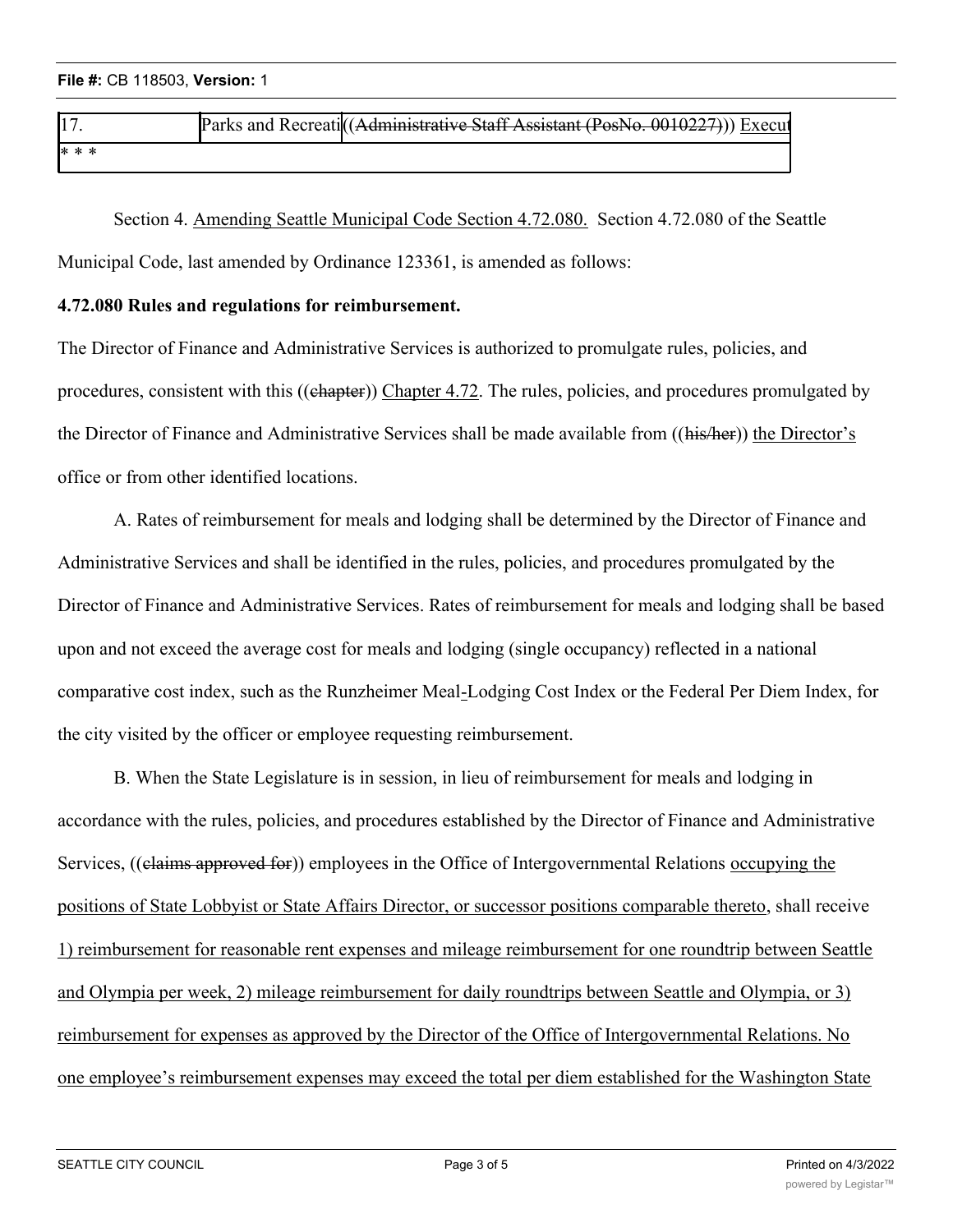| 17. | Parks and Recreati | ((~~Administrative Staff Assistant (PosNo. 0010227)~~)) <u>Execut</u> |
|---|---|---|
| * * * | | |

Section 4. <u>Amending Seattle Municipal Code Section 4.72.080.</u> Section 4.72.080 of the Seattle Municipal Code, last amended by Ordinance 123361, is amended as follows:

**4.72.080 Rules and regulations for reimbursement.**

The Director of Finance and Administrative Services is authorized to promulgate rules, policies, and procedures, consistent with this ((~~chapter~~)) <u>Chapter 4.72</u>. The rules, policies, and procedures promulgated by the Director of Finance and Administrative Services shall be made available from ((~~his/her~~)) <u>the Director's</u> office or from other identified locations.

A. Rates of reimbursement for meals and lodging shall be determined by the Director of Finance and Administrative Services and shall be identified in the rules, policies, and procedures promulgated by the Director of Finance and Administrative Services. Rates of reimbursement for meals and lodging shall be based upon and not exceed the average cost for meals and lodging (single occupancy) reflected in a national comparative cost index, such as the Runzheimer Meal<u>-</u>Lodging Cost Index or the Federal Per Diem Index, for the city visited by the officer or employee requesting reimbursement.

B. When the State Legislature is in session, in lieu of reimbursement for meals and lodging in accordance with the rules, policies, and procedures established by the Director of Finance and Administrative Services, ((~~claims approved for~~)) employees in the Office of Intergovernmental Relations <u>occupying the positions of State Lobbyist or State Affairs Director, or successor positions comparable thereto</u>, shall receive <u>1) reimbursement for reasonable rent expenses and mileage reimbursement for one roundtrip between Seattle and Olympia per week, 2) mileage reimbursement for daily roundtrips between Seattle and Olympia, or 3) reimbursement for expenses as approved by the Director of the Office of Intergovernmental Relations. No one employee's reimbursement expenses may exceed the total per diem established for the Washington State</u>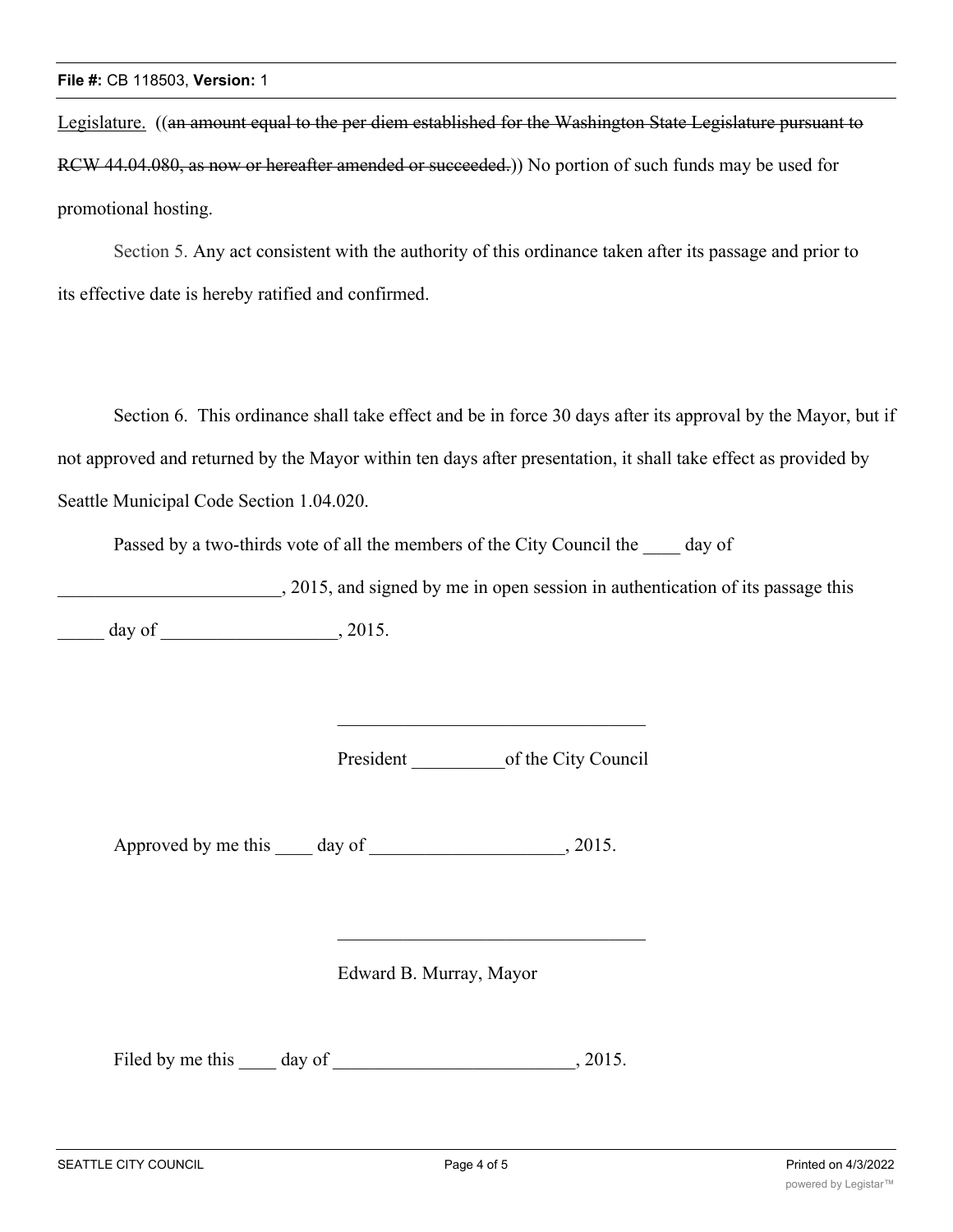Legislature. ((~~an amount equal to the per diem established for the Washington State Legislature pursuant to RCW 44.04.080, as now or hereafter amended or succeeded.~~)) No portion of such funds may be used for promotional hosting.

Section 5. Any act consistent with the authority of this ordinance taken after its passage and prior to its effective date is hereby ratified and confirmed.

Section 6. This ordinance shall take effect and be in force 30 days after its approval by the Mayor, but if not approved and returned by the Mayor within ten days after presentation, it shall take effect as provided by Seattle Municipal Code Section 1.04.020.

Passed by a two-thirds vote of all the members of the City Council the ____ day of ________________________, 2015, and signed by me in open session in authentication of its passage this _____ day of ___________________, 2015.

_________________________________

President __________of the City Council

Approved by me this ____ day of _____________________, 2015.

_________________________________

Edward B. Murray, Mayor

Filed by me this ____ day of __________________________, 2015.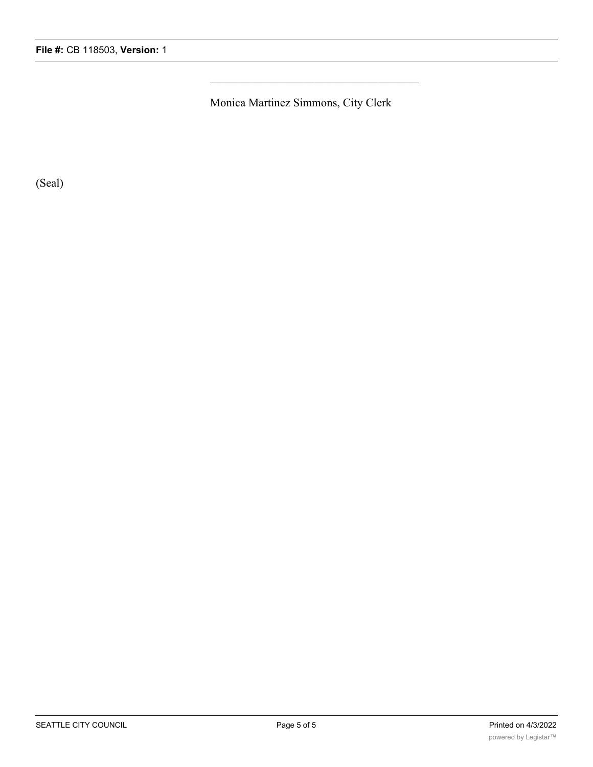\_\_\_\_\_\_\_\_\_\_\_\_\_\_\_\_\_\_\_\_\_\_\_\_\_\_\_\_\_\_\_\_\_\_\_\_\_\_\_

Monica Martinez Simmons, City Clerk

(Seal)